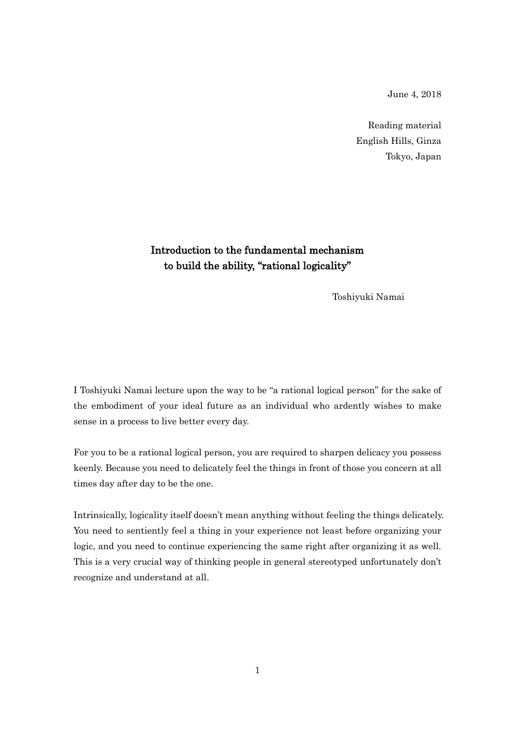June 4, 2018

Reading material
English Hills, Ginza
Tokyo, Japan

# Introduction to the fundamental mechanism to build the ability, "rational logicality"

Toshiyuki Namai

I Toshiyuki Namai lecture upon the way to be "a rational logical person" for the sake of the embodiment of your ideal future as an individual who ardently wishes to make sense in a process to live better every day.

For you to be a rational logical person, you are required to sharpen delicacy you possess keenly. Because you need to delicately feel the things in front of those you concern at all times day after day to be the one.

Intrinsically, logicality itself doesn't mean anything without feeling the things delicately. You need to sentiently feel a thing in your experience not least before organizing your logic, and you need to continue experiencing the same right after organizing it as well. This is a very crucial way of thinking people in general stereotyped unfortunately don't recognize and understand at all.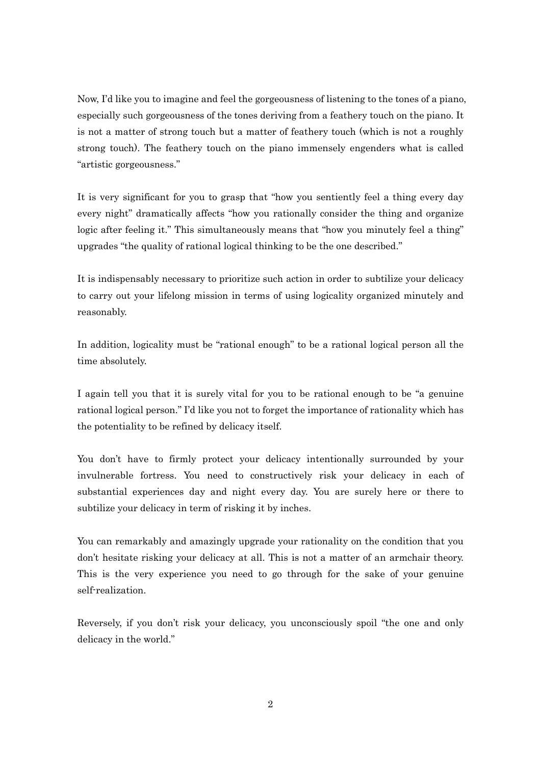Now, I'd like you to imagine and feel the gorgeousness of listening to the tones of a piano, especially such gorgeousness of the tones deriving from a feathery touch on the piano. It is not a matter of strong touch but a matter of feathery touch (which is not a roughly strong touch). The feathery touch on the piano immensely engenders what is called "artistic gorgeousness."

It is very significant for you to grasp that "how you sentiently feel a thing every day every night" dramatically affects "how you rationally consider the thing and organize logic after feeling it." This simultaneously means that "how you minutely feel a thing" upgrades "the quality of rational logical thinking to be the one described."

It is indispensably necessary to prioritize such action in order to subtilize your delicacy to carry out your lifelong mission in terms of using logicality organized minutely and reasonably.

In addition, logicality must be "rational enough" to be a rational logical person all the time absolutely.

I again tell you that it is surely vital for you to be rational enough to be "a genuine rational logical person." I'd like you not to forget the importance of rationality which has the potentiality to be refined by delicacy itself.

You don't have to firmly protect your delicacy intentionally surrounded by your invulnerable fortress. You need to constructively risk your delicacy in each of substantial experiences day and night every day. You are surely here or there to subtilize your delicacy in term of risking it by inches.

You can remarkably and amazingly upgrade your rationality on the condition that you don't hesitate risking your delicacy at all. This is not a matter of an armchair theory. This is the very experience you need to go through for the sake of your genuine self-realization.

Reversely, if you don't risk your delicacy, you unconsciously spoil "the one and only delicacy in the world."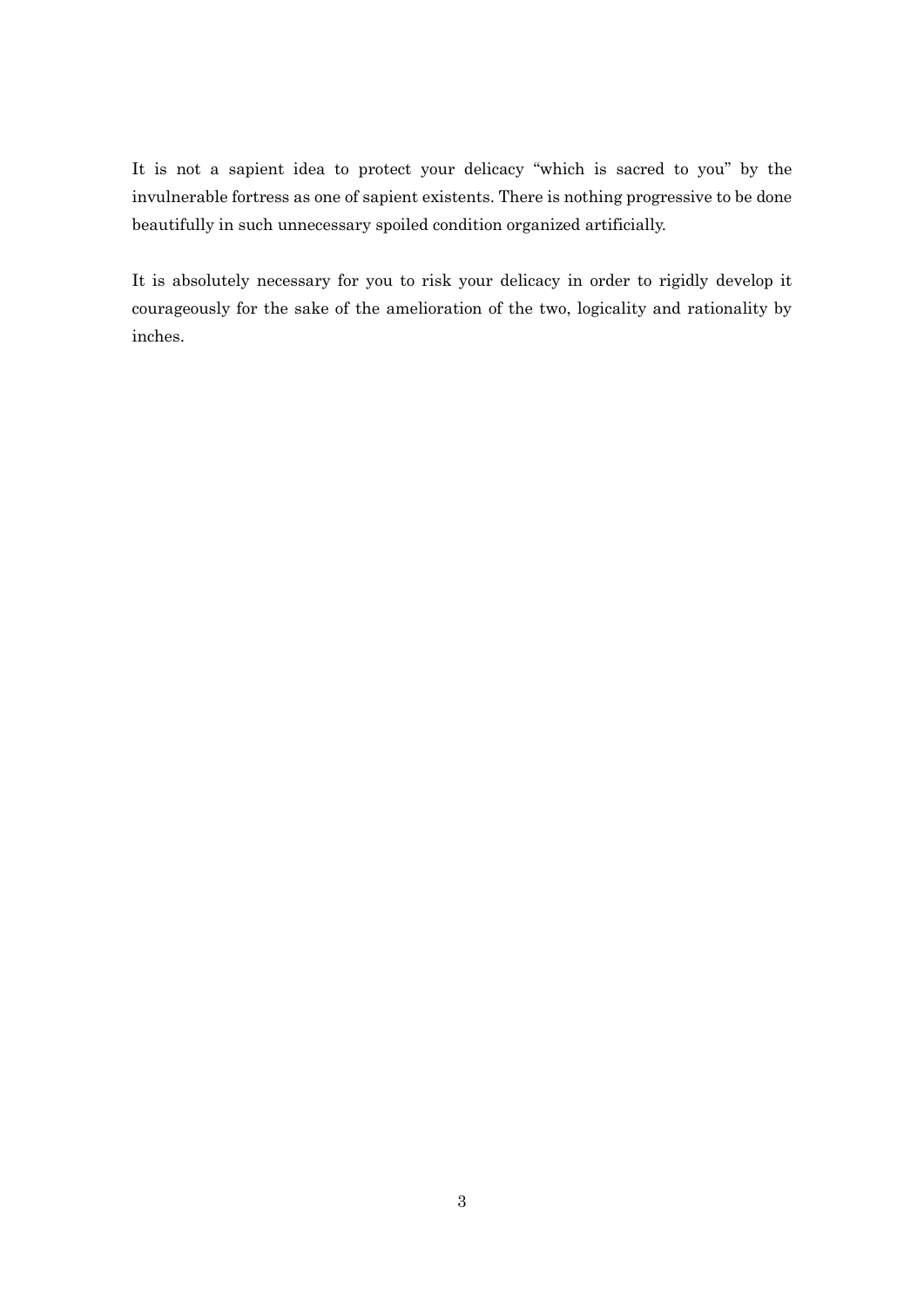It is not a sapient idea to protect your delicacy “which is sacred to you” by the invulnerable fortress as one of sapient existents. There is nothing progressive to be done beautifully in such unnecessary spoiled condition organized artificially.

It is absolutely necessary for you to risk your delicacy in order to rigidly develop it courageously for the sake of the amelioration of the two, logicality and rationality by inches.